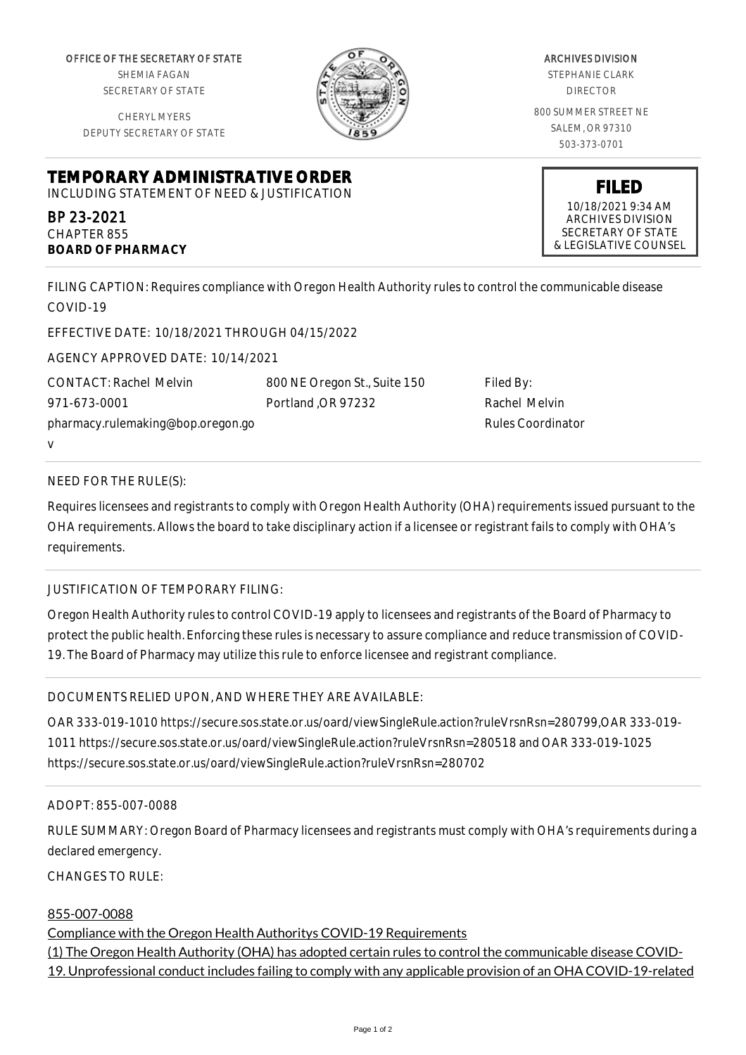OFFICE OF THE SECRETARY OF STATE

SHEMIA FAGAN

SECRETARY OF STATE

CHERYL MYERS

DEPUTY SECRETARY OF STATE

ARCHIVES DIVISION

STEPHANIE CLARK

DIRECTOR

800 SUMMER STREET NE

SALEM, OR 97310

503-373-0701

# TEMPORARY ADMINISTRATIVE ORDER

INCLUDING STATEMENT OF NEED & JUSTIFICATION

BP 23-2021

CHAPTER 855

**BOARD OF PHARMACY**

**FILED**

10/18/2021 9:34 AM

ARCHIVES DIVISION

SECRETARY OF STATE

& LEGISLATIVE COUNSEL

FILING CAPTION: Requires compliance with Oregon Health Authority rules to control the communicable disease COVID-19

EFFECTIVE DATE: 10/18/2021 THROUGH 04/15/2022

AGENCY APPROVED DATE: 10/14/2021

CONTACT: Rachel Melvin
971-673-0001
pharmacy.rulemaking@bop.oregon.gov

800 NE Oregon St., Suite 150
Portland ,OR 97232

Filed By:
Rachel Melvin
Rules Coordinator

NEED FOR THE RULE(S):

Requires licensees and registrants to comply with Oregon Health Authority (OHA) requirements issued pursuant to the OHA requirements. Allows the board to take disciplinary action if a licensee or registrant fails to comply with OHA's requirements.

JUSTIFICATION OF TEMPORARY FILING:

Oregon Health Authority rules to control COVID-19 apply to licensees and registrants of the Board of Pharmacy to protect the public health. Enforcing these rules is necessary to assure compliance and reduce transmission of COVID-19. The Board of Pharmacy may utilize this rule to enforce licensee and registrant compliance.

DOCUMENTS RELIED UPON, AND WHERE THEY ARE AVAILABLE:

OAR 333-019-1010 https://secure.sos.state.or.us/oard/viewSingleRule.action?ruleVrsnRsn=280799,OAR 333-019-1011 https://secure.sos.state.or.us/oard/viewSingleRule.action?ruleVrsnRsn=280518 and OAR 333-019-1025 https://secure.sos.state.or.us/oard/viewSingleRule.action?ruleVrsnRsn=280702

ADOPT: 855-007-0088

RULE SUMMARY: Oregon Board of Pharmacy licensees and registrants must comply with OHA's requirements during a declared emergency.

CHANGES TO RULE:

855-007-0088

Compliance with the Oregon Health Authoritys COVID-19 Requirements

(1) The Oregon Health Authority (OHA) has adopted certain rules to control the communicable disease COVID-19. Unprofessional conduct includes failing to comply with any applicable provision of an OHA COVID-19-related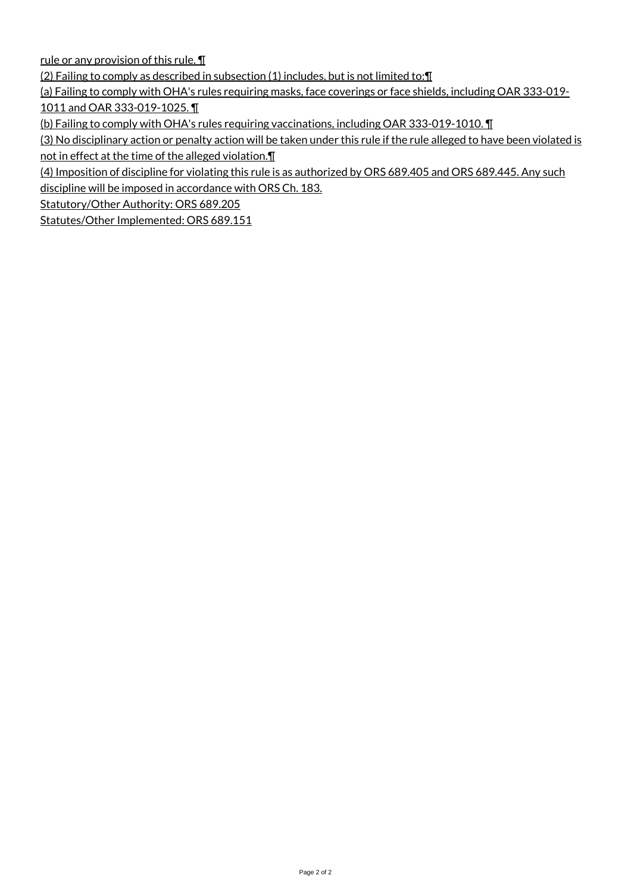rule or any provision of this rule. ¶

(2) Failing to comply as described in subsection (1) includes, but is not limited to:¶

(a) Failing to comply with OHA's rules requiring masks, face coverings or face shields, including OAR 333-019-1011 and OAR 333-019-1025. ¶

(b) Failing to comply with OHA's rules requiring vaccinations, including OAR 333-019-1010. ¶

(3) No disciplinary action or penalty action will be taken under this rule if the rule alleged to have been violated is not in effect at the time of the alleged violation.¶

(4) Imposition of discipline for violating this rule is as authorized by ORS 689.405 and ORS 689.445. Any such discipline will be imposed in accordance with ORS Ch. 183.

Statutory/Other Authority: ORS 689.205

Statutes/Other Implemented: ORS 689.151